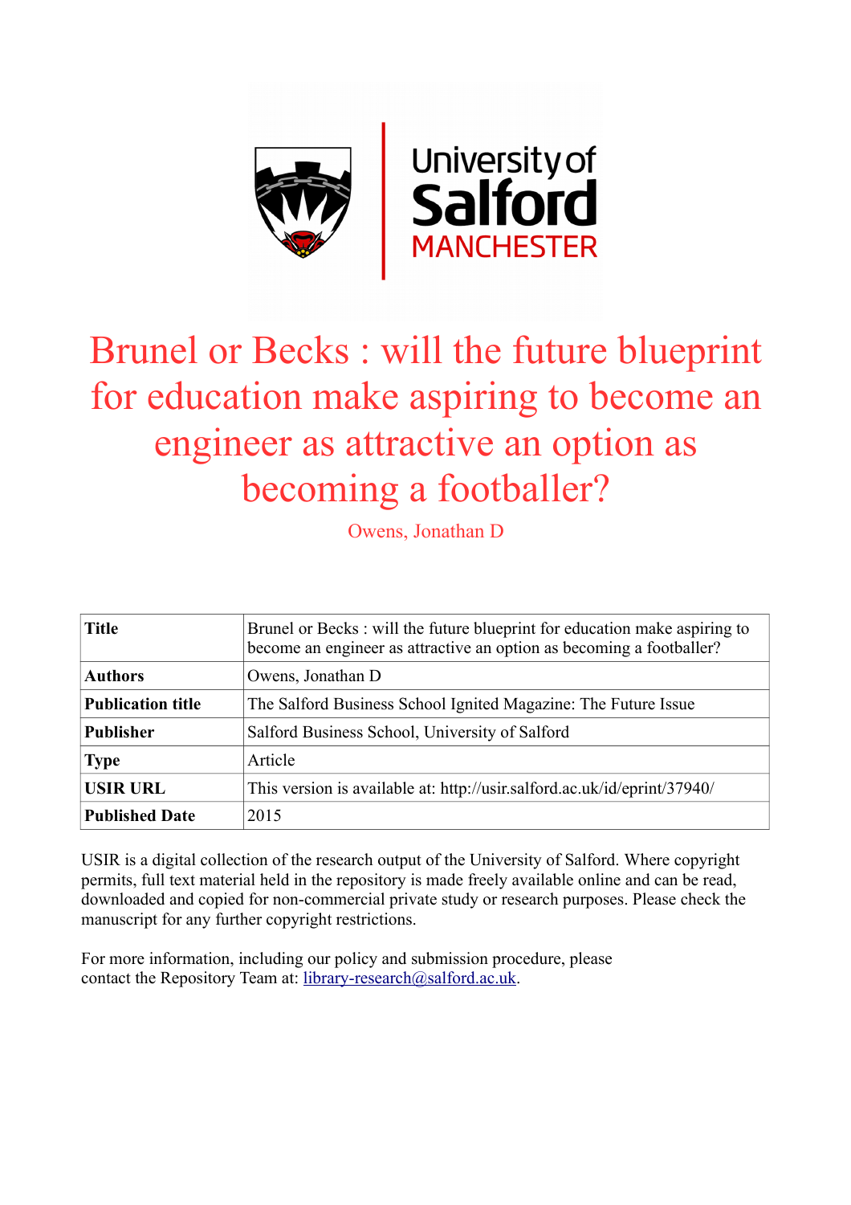# Brunel or Becks : will the future blueprint for education make aspiring to become an engineer as attractive an option as becoming a footballer?

Owens, Jonathan D

| | |
|---|---|
| **Title** | Brunel or Becks : will the future blueprint for education make aspiring to become an engineer as attractive an option as becoming a footballer? |
| **Authors** | Owens, Jonathan D |
| **Publication title** | The Salford Business School Ignited Magazine: The Future Issue |
| **Publisher** | Salford Business School, University of Salford |
| **Type** | Article |
| **USIR URL** | This version is available at: http://usir.salford.ac.uk/id/eprint/37940/ |
| **Published Date** | 2015 |

USIR is a digital collection of the research output of the University of Salford. Where copyright permits, full text material held in the repository is made freely available online and can be read, downloaded and copied for non-commercial private study or research purposes. Please check the manuscript for any further copyright restrictions.

For more information, including our policy and submission procedure, please contact the Repository Team at: library-research@salford.ac.uk.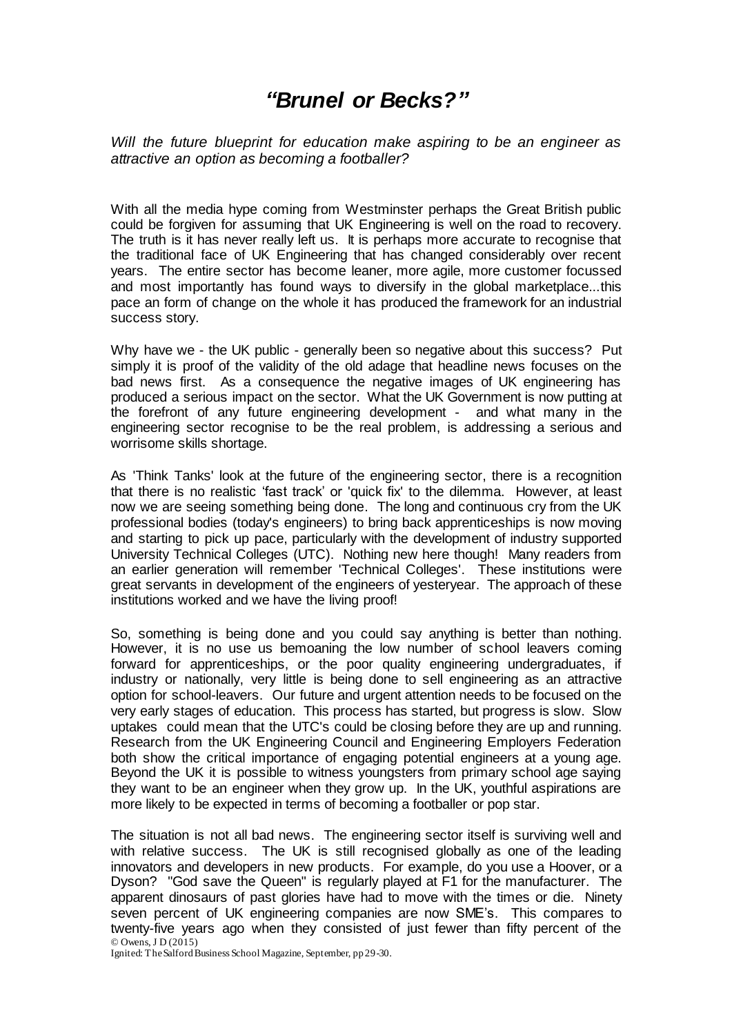// “Brunel or Becks?”

*Will the future blueprint for education make aspiring to be an engineer as attractive an option as becoming a footballer?*

With all the media hype coming from Westminster perhaps the Great British public could be forgiven for assuming that UK Engineering is well on the road to recovery. The truth is it has never really left us. It is perhaps more accurate to recognise that the traditional face of UK Engineering that has changed considerably over recent years. The entire sector has become leaner, more agile, more customer focussed and most importantly has found ways to diversify in the global marketplace...this pace an form of change on the whole it has produced the framework for an industrial success story.

Why have we - the UK public - generally been so negative about this success? Put simply it is proof of the validity of the old adage that headline news focuses on the bad news first. As a consequence the negative images of UK engineering has produced a serious impact on the sector. What the UK Government is now putting at the forefront of any future engineering development - and what many in the engineering sector recognise to be the real problem, is addressing a serious and worrisome skills shortage.

As 'Think Tanks' look at the future of the engineering sector, there is a recognition that there is no realistic ‘fast track’ or 'quick fix' to the dilemma. However, at least now we are seeing something being done. The long and continuous cry from the UK professional bodies (today's engineers) to bring back apprenticeships is now moving and starting to pick up pace, particularly with the development of industry supported University Technical Colleges (UTC). Nothing new here though! Many readers from an earlier generation will remember 'Technical Colleges'. These institutions were great servants in development of the engineers of yesteryear. The approach of these institutions worked and we have the living proof!

So, something is being done and you could say anything is better than nothing. However, it is no use us bemoaning the low number of school leavers coming forward for apprenticeships, or the poor quality engineering undergraduates, if industry or nationally, very little is being done to sell engineering as an attractive option for school-leavers. Our future and urgent attention needs to be focused on the very early stages of education. This process has started, but progress is slow. Slow uptakes could mean that the UTC's could be closing before they are up and running. Research from the UK Engineering Council and Engineering Employers Federation both show the critical importance of engaging potential engineers at a young age. Beyond the UK it is possible to witness youngsters from primary school age saying they want to be an engineer when they grow up. In the UK, youthful aspirations are more likely to be expected in terms of becoming a footballer or pop star.

The situation is not all bad news. The engineering sector itself is surviving well and with relative success. The UK is still recognised globally as one of the leading innovators and developers in new products. For example, do you use a Hoover, or a Dyson? "God save the Queen" is regularly played at F1 for the manufacturer. The apparent dinosaurs of past glories have had to move with the times or die. Ninety seven percent of UK engineering companies are now SME’s. This compares to twenty-five years ago when they consisted of just fewer than fifty percent of the

© Owens, J D (2015)
Ignited: The Salford Business School Magazine, September, pp 29-30.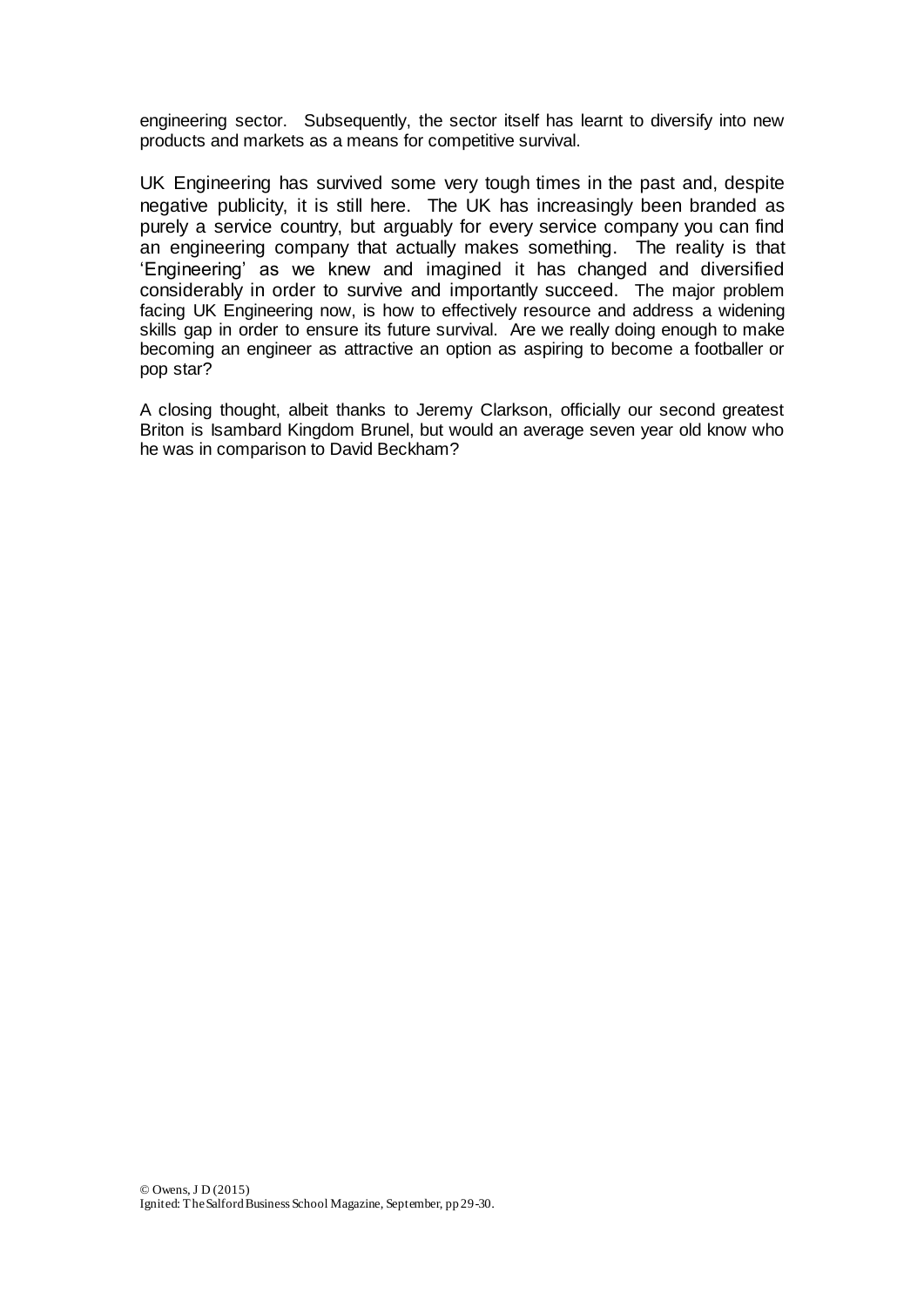engineering sector. Subsequently, the sector itself has learnt to diversify into new products and markets as a means for competitive survival.

UK Engineering has survived some very tough times in the past and, despite negative publicity, it is still here. The UK has increasingly been branded as purely a service country, but arguably for every service company you can find an engineering company that actually makes something. The reality is that 'Engineering' as we knew and imagined it has changed and diversified considerably in order to survive and importantly succeed. The major problem facing UK Engineering now, is how to effectively resource and address a widening skills gap in order to ensure its future survival. Are we really doing enough to make becoming an engineer as attractive an option as aspiring to become a footballer or pop star?

A closing thought, albeit thanks to Jeremy Clarkson, officially our second greatest Briton is Isambard Kingdom Brunel, but would an average seven year old know who he was in comparison to David Beckham?

© Owens, J D (2015)
Ignited: The Salford Business School Magazine, September, pp 29-30.